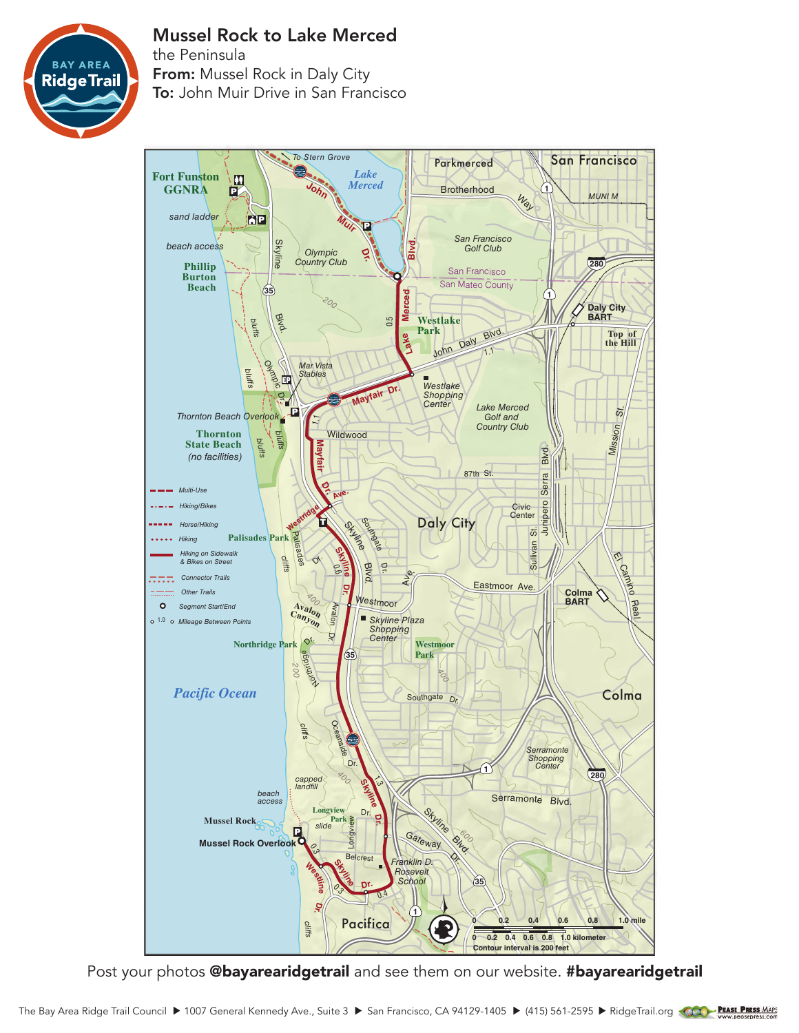# Mussel Rock to Lake Merced

the Peninsula

**From:** Mussel Rock in Daly City

**To:** John Muir Drive in San Francisco

BAY AREA Ridge Trail

Multi-Use
Hiking/Bikes
Horse/Hiking
Hiking
Hiking on Sidewalk & Bikes on Street
Connector Trails
Other Trails
Segment Start/End
1.0 Mileage Between Points

0 0.2 0.4 0.6 0.8 1.0 mile
0 0.2 0.4 0.6 0.8 1.0 kilometer
Contour interval is 200 feet

Post your photos **@bayarearidgetrail** and see them on our website. **#bayarearidgetrail**

The Bay Area Ridge Trail Council ▶ 1007 General Kennedy Ave., Suite 3 ▶ San Francisco, CA 94129-1405 ▶ (415) 561-2595 ▶ RidgeTrail.org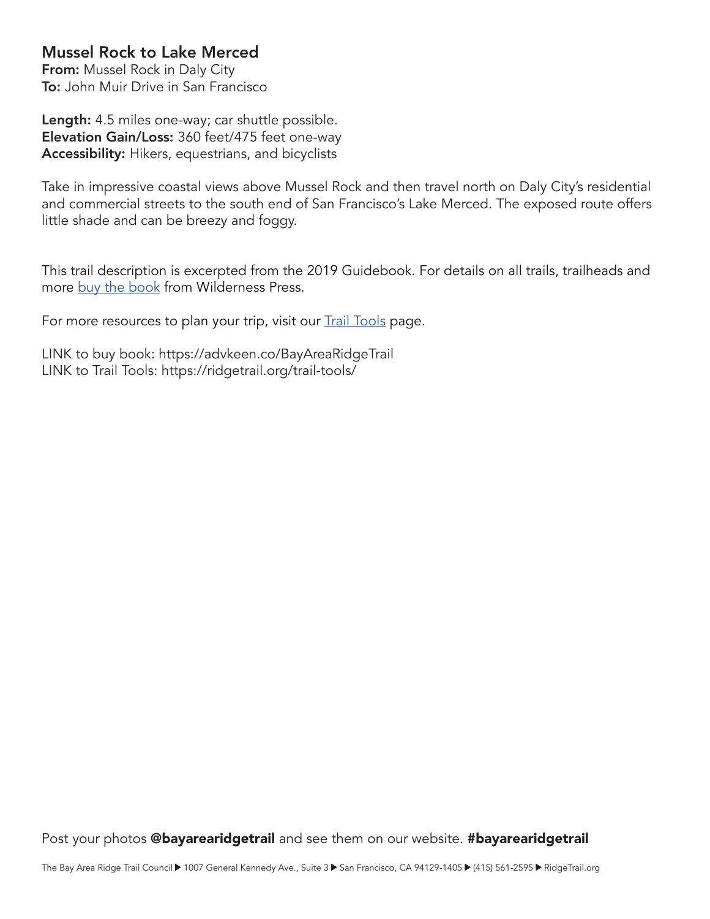## Mussel Rock to Lake Merced

**From:** Mussel Rock in Daly City
**To:** John Muir Drive in San Francisco

**Length:** 4.5 miles one-way; car shuttle possible.
**Elevation Gain/Loss:** 360 feet/475 feet one-way
**Accessibility:** Hikers, equestrians, and bicyclists

Take in impressive coastal views above Mussel Rock and then travel north on Daly City's residential and commercial streets to the south end of San Francisco's Lake Merced. The exposed route offers little shade and can be breezy and foggy.

This trail description is excerpted from the 2019 Guidebook. For details on all trails, trailheads and more [buy the book](https://advkeen.co/BayAreaRidgeTrail) from Wilderness Press.

For more resources to plan your trip, visit our [Trail Tools](https://ridgetrail.org/trail-tools/) page.

LINK to buy book: https://advkeen.co/BayAreaRidgeTrail
LINK to Trail Tools: https://ridgetrail.org/trail-tools/

Post your photos **@bayarearidgetrail** and see them on our website. **#bayarearidgetrail**

The Bay Area Ridge Trail Council ▶ 1007 General Kennedy Ave., Suite 3 ▶ San Francisco, CA 94129-1405 ▶ (415) 561-2595 ▶ RidgeTrail.org